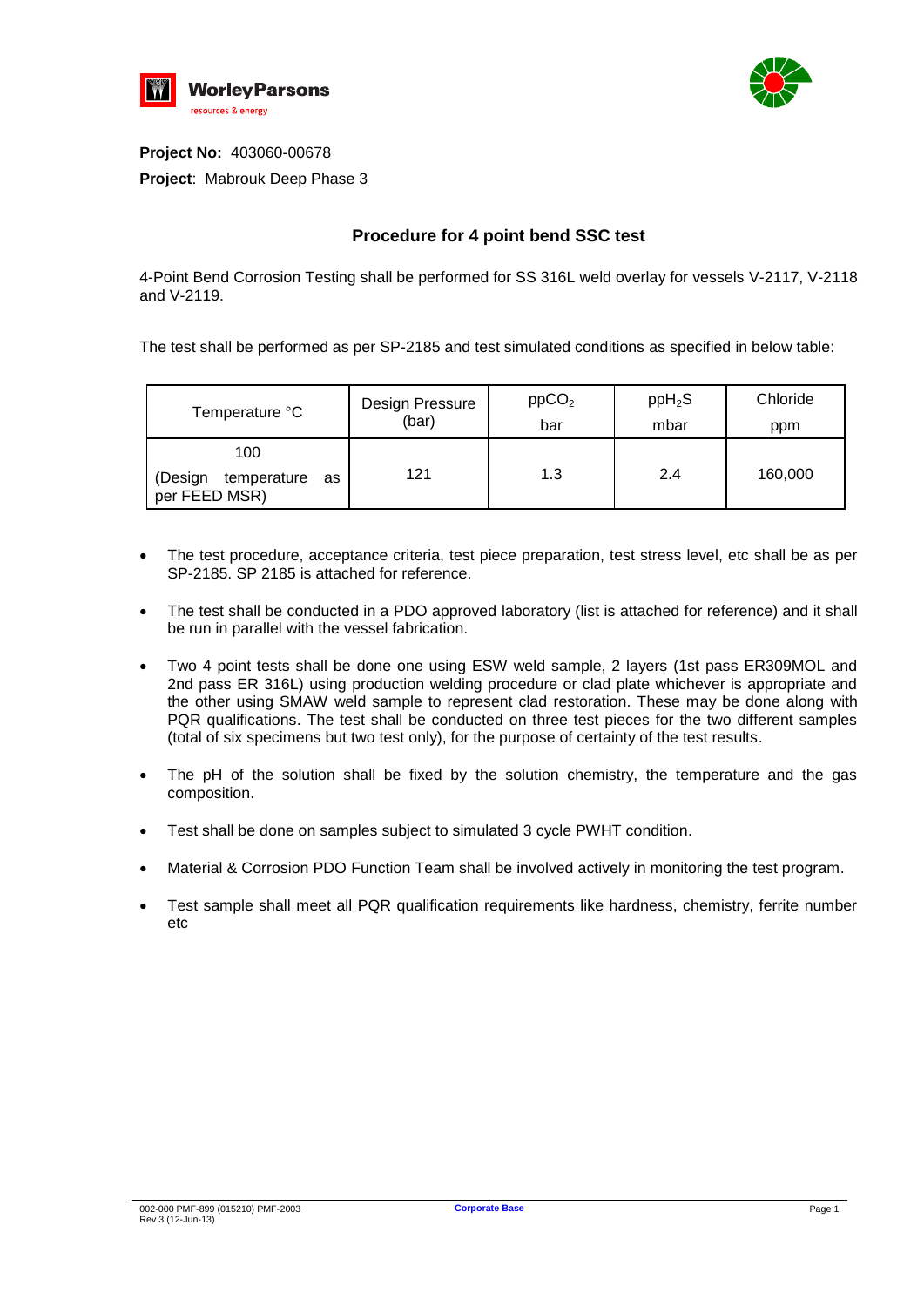**Project No:** 403060-00678

**Project**: Mabrouk Deep Phase 3

## Procedure for 4 point bend SSC test

4-Point Bend Corrosion Testing shall be performed for SS 316L weld overlay for vessels V-2117, V-2118 and V-2119.

The test shall be performed as per SP-2185 and test simulated conditions as specified in below table:

| Temperature °C | Design Pressure (bar) | $ppCO_2$ bar | $ppH_2S$ mbar | Chloride ppm |
|---|---|---|---|---|
| 100 (Design temperature as per FEED MSR) | 121 | 1.3 | 2.4 | 160,000 |

- The test procedure, acceptance criteria, test piece preparation, test stress level, etc shall be as per SP-2185. SP 2185 is attached for reference.
- The test shall be conducted in a PDO approved laboratory (list is attached for reference) and it shall be run in parallel with the vessel fabrication.
- Two 4 point tests shall be done one using ESW weld sample, 2 layers (1st pass ER309MOL and 2nd pass ER 316L) using production welding procedure or clad plate whichever is appropriate and the other using SMAW weld sample to represent clad restoration. These may be done along with PQR qualifications. The test shall be conducted on three test pieces for the two different samples (total of six specimens but two test only), for the purpose of certainty of the test results.
- The pH of the solution shall be fixed by the solution chemistry, the temperature and the gas composition.
- Test shall be done on samples subject to simulated 3 cycle PWHT condition.
- Material & Corrosion PDO Function Team shall be involved actively in monitoring the test program.
- Test sample shall meet all PQR qualification requirements like hardness, chemistry, ferrite number etc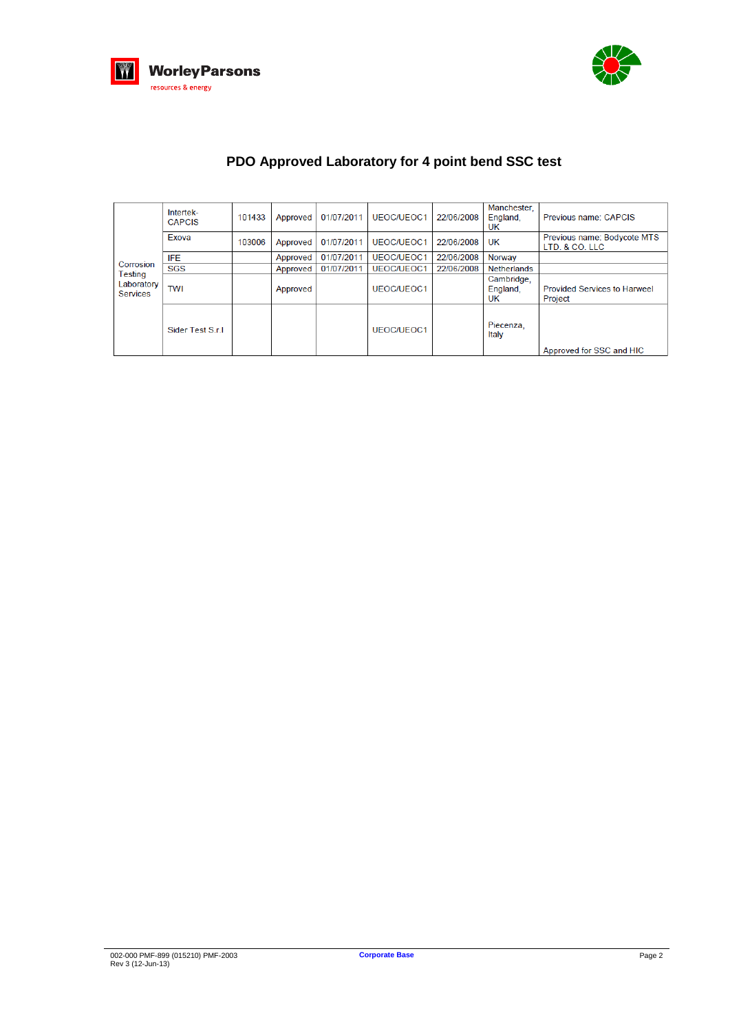## PDO Approved Laboratory for 4 point bend SSC test

| | | | | | | | | |
|---|---|---|---|---|---|---|---|---|
| Corrosion Testing Laboratory Services | Intertek-CAPCIS | 101433 | Approved | 01/07/2011 | UEOC/UEOC1 | 22/06/2008 | Manchester, England, UK | Previous name: CAPCIS |
| | Exova | 103006 | Approved | 01/07/2011 | UEOC/UEOC1 | 22/06/2008 | UK | Previous name: Bodycote MTS LTD. & CO. LLC |
| | IFE | | Approved | 01/07/2011 | UEOC/UEOC1 | 22/06/2008 | Norway | |
| | SGS | | Approved | 01/07/2011 | UEOC/UEOC1 | 22/06/2008 | Netherlands | |
| | TWI | | Approved | | UEOC/UEOC1 | | Cambridge, England, UK | Provided Services to Harweel Project |
| | Sider Test S.r.l | | | | UEOC/UEOC1 | | Piecenza, Italy | Approved for SSC and HIC |